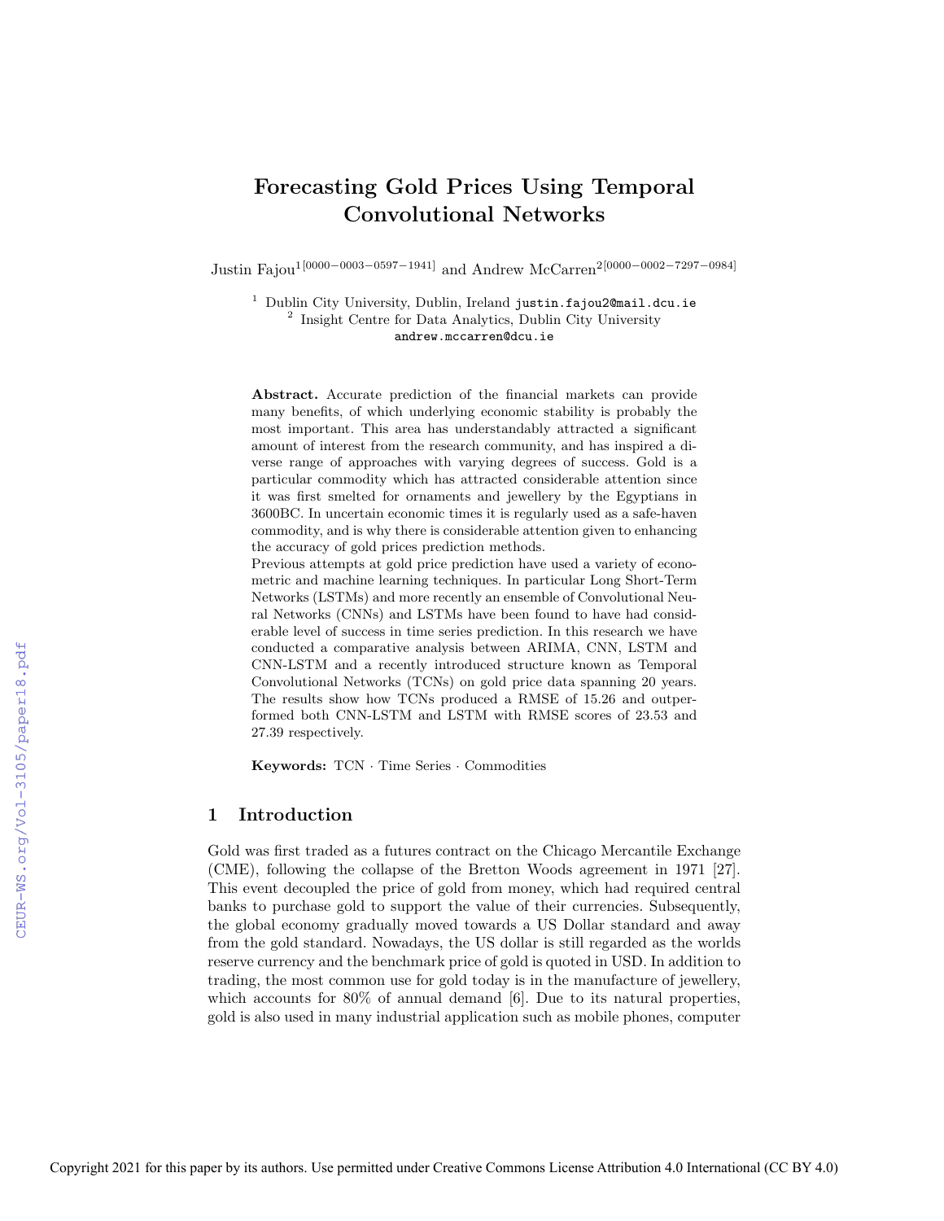# Forecasting Gold Prices Using Temporal Convolutional Networks

Justin Fajou[1][0000−0003−0597−1941] and Andrew McCarren[2][0000−0002−7297−0984]

[1] Dublin City University, Dublin, Ireland justin.fajou2@mail.dcu.ie
[2] Insight Centre for Data Analytics, Dublin City University
andrew.mccarren@dcu.ie

**Abstract.** Accurate prediction of the financial markets can provide many benefits, of which underlying economic stability is probably the most important. This area has understandably attracted a significant amount of interest from the research community, and has inspired a diverse range of approaches with varying degrees of success. Gold is a particular commodity which has attracted considerable attention since it was first smelted for ornaments and jewellery by the Egyptians in 3600BC. In uncertain economic times it is regularly used as a safe-haven commodity, and is why there is considerable attention given to enhancing the accuracy of gold prices prediction methods.
Previous attempts at gold price prediction have used a variety of econometric and machine learning techniques. In particular Long Short-Term Networks (LSTMs) and more recently an ensemble of Convolutional Neural Networks (CNNs) and LSTMs have been found to have had considerable level of success in time series prediction. In this research we have conducted a comparative analysis between ARIMA, CNN, LSTM and CNN-LSTM and a recently introduced structure known as Temporal Convolutional Networks (TCNs) on gold price data spanning 20 years. The results show how TCNs produced a RMSE of 15.26 and outperformed both CNN-LSTM and LSTM with RMSE scores of 23.53 and 27.39 respectively.

**Keywords:** TCN · Time Series · Commodities

## 1 Introduction

Gold was first traded as a futures contract on the Chicago Mercantile Exchange (CME), following the collapse of the Bretton Woods agreement in 1971 [27]. This event decoupled the price of gold from money, which had required central banks to purchase gold to support the value of their currencies. Subsequently, the global economy gradually moved towards a US Dollar standard and away from the gold standard. Nowadays, the US dollar is still regarded as the worlds reserve currency and the benchmark price of gold is quoted in USD. In addition to trading, the most common use for gold today is in the manufacture of jewellery, which accounts for 80% of annual demand [6]. Due to its natural properties, gold is also used in many industrial application such as mobile phones, computer

Copyright 2021 for this paper by its authors. Use permitted under Creative Commons License Attribution 4.0 International (CC BY 4.0)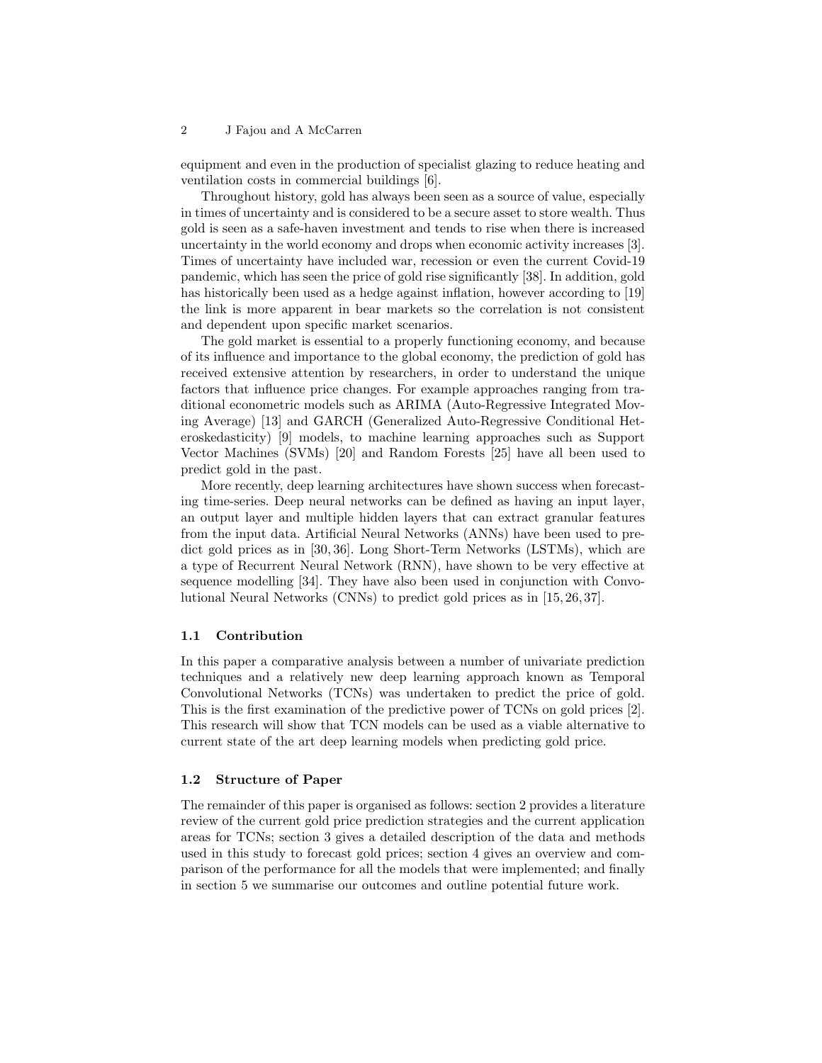equipment and even in the production of specialist glazing to reduce heating and ventilation costs in commercial buildings [6].

Throughout history, gold has always been seen as a source of value, especially in times of uncertainty and is considered to be a secure asset to store wealth. Thus gold is seen as a safe-haven investment and tends to rise when there is increased uncertainty in the world economy and drops when economic activity increases [3]. Times of uncertainty have included war, recession or even the current Covid-19 pandemic, which has seen the price of gold rise significantly [38]. In addition, gold has historically been used as a hedge against inflation, however according to [19] the link is more apparent in bear markets so the correlation is not consistent and dependent upon specific market scenarios.

The gold market is essential to a properly functioning economy, and because of its influence and importance to the global economy, the prediction of gold has received extensive attention by researchers, in order to understand the unique factors that influence price changes. For example approaches ranging from traditional econometric models such as ARIMA (Auto-Regressive Integrated Moving Average) [13] and GARCH (Generalized Auto-Regressive Conditional Heteroskedasticity) [9] models, to machine learning approaches such as Support Vector Machines (SVMs) [20] and Random Forests [25] have all been used to predict gold in the past.

More recently, deep learning architectures have shown success when forecasting time-series. Deep neural networks can be defined as having an input layer, an output layer and multiple hidden layers that can extract granular features from the input data. Artificial Neural Networks (ANNs) have been used to predict gold prices as in [30, 36]. Long Short-Term Networks (LSTMs), which are a type of Recurrent Neural Network (RNN), have shown to be very effective at sequence modelling [34]. They have also been used in conjunction with Convolutional Neural Networks (CNNs) to predict gold prices as in [15, 26, 37].

### 1.1 Contribution

In this paper a comparative analysis between a number of univariate prediction techniques and a relatively new deep learning approach known as Temporal Convolutional Networks (TCNs) was undertaken to predict the price of gold. This is the first examination of the predictive power of TCNs on gold prices [2]. This research will show that TCN models can be used as a viable alternative to current state of the art deep learning models when predicting gold price.

### 1.2 Structure of Paper

The remainder of this paper is organised as follows: section 2 provides a literature review of the current gold price prediction strategies and the current application areas for TCNs; section 3 gives a detailed description of the data and methods used in this study to forecast gold prices; section 4 gives an overview and comparison of the performance for all the models that were implemented; and finally in section 5 we summarise our outcomes and outline potential future work.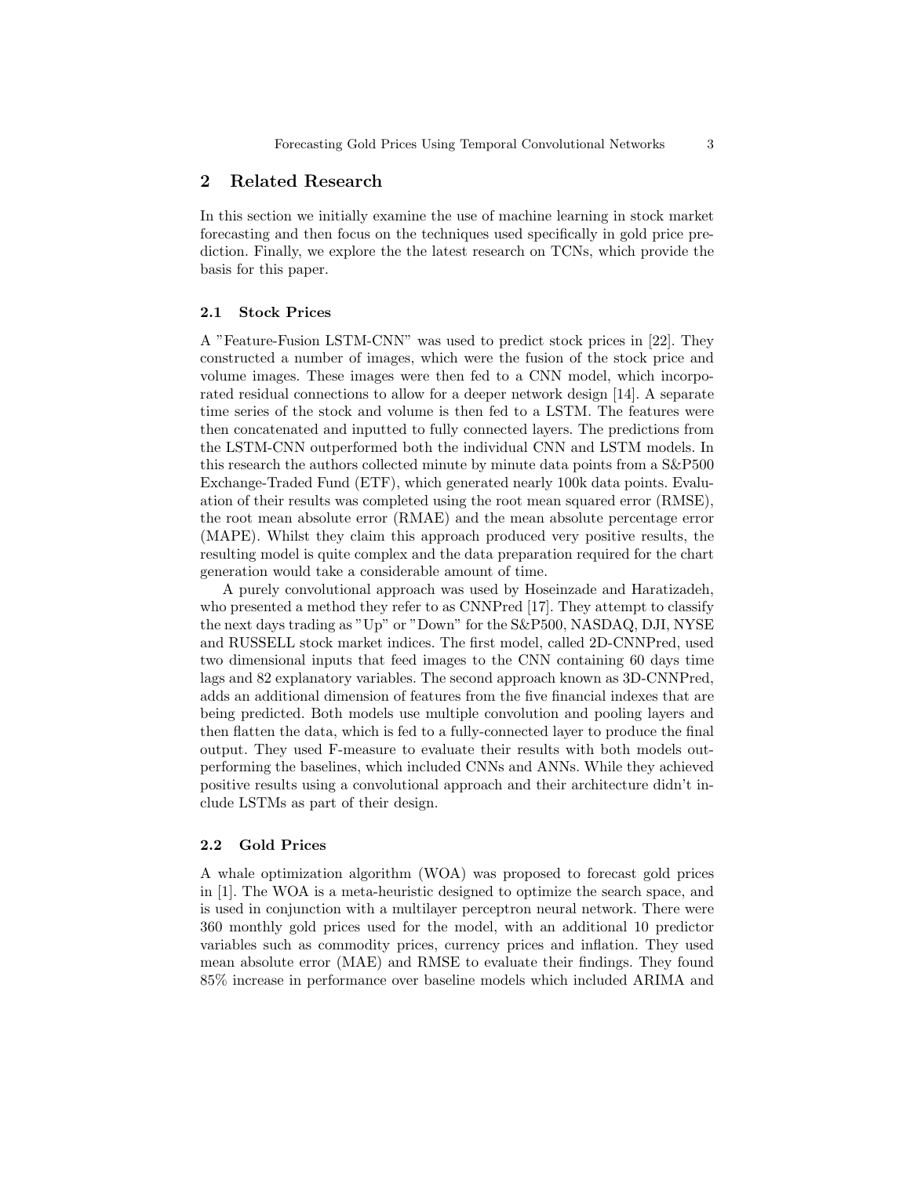## 2 Related Research

In this section we initially examine the use of machine learning in stock market forecasting and then focus on the techniques used specifically in gold price prediction. Finally, we explore the the latest research on TCNs, which provide the basis for this paper.

### 2.1 Stock Prices

A "Feature-Fusion LSTM-CNN" was used to predict stock prices in [22]. They constructed a number of images, which were the fusion of the stock price and volume images. These images were then fed to a CNN model, which incorporated residual connections to allow for a deeper network design [14]. A separate time series of the stock and volume is then fed to a LSTM. The features were then concatenated and inputted to fully connected layers. The predictions from the LSTM-CNN outperformed both the individual CNN and LSTM models. In this research the authors collected minute by minute data points from a S&P500 Exchange-Traded Fund (ETF), which generated nearly 100k data points. Evaluation of their results was completed using the root mean squared error (RMSE), the root mean absolute error (RMAE) and the mean absolute percentage error (MAPE). Whilst they claim this approach produced very positive results, the resulting model is quite complex and the data preparation required for the chart generation would take a considerable amount of time.

A purely convolutional approach was used by Hoseinzade and Haratizadeh, who presented a method they refer to as CNNPred [17]. They attempt to classify the next days trading as "Up" or "Down" for the S&P500, NASDAQ, DJI, NYSE and RUSSELL stock market indices. The first model, called 2D-CNNPred, used two dimensional inputs that feed images to the CNN containing 60 days time lags and 82 explanatory variables. The second approach known as 3D-CNNPred, adds an additional dimension of features from the five financial indexes that are being predicted. Both models use multiple convolution and pooling layers and then flatten the data, which is fed to a fully-connected layer to produce the final output. They used F-measure to evaluate their results with both models outperforming the baselines, which included CNNs and ANNs. While they achieved positive results using a convolutional approach and their architecture didn't include LSTMs as part of their design.

### 2.2 Gold Prices

A whale optimization algorithm (WOA) was proposed to forecast gold prices in [1]. The WOA is a meta-heuristic designed to optimize the search space, and is used in conjunction with a multilayer perceptron neural network. There were 360 monthly gold prices used for the model, with an additional 10 predictor variables such as commodity prices, currency prices and inflation. They used mean absolute error (MAE) and RMSE to evaluate their findings. They found 85% increase in performance over baseline models which included ARIMA and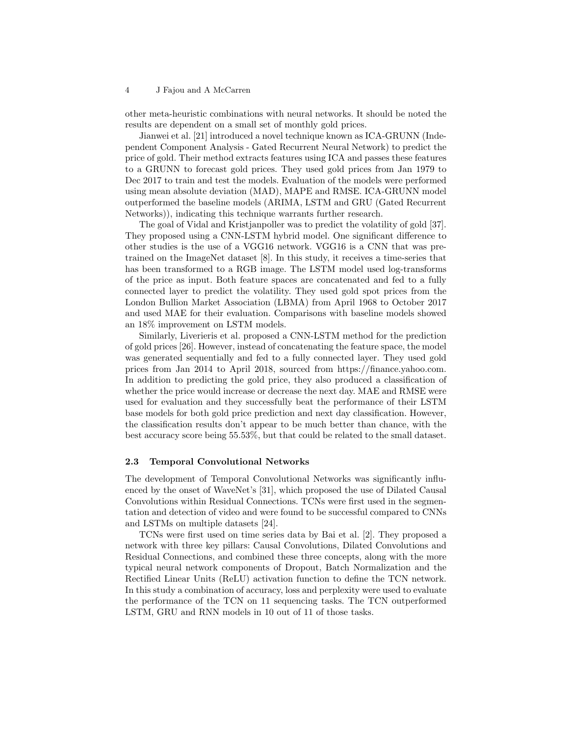other meta-heuristic combinations with neural networks. It should be noted the results are dependent on a small set of monthly gold prices.

Jianwei et al. [21] introduced a novel technique known as ICA-GRUNN (Independent Component Analysis - Gated Recurrent Neural Network) to predict the price of gold. Their method extracts features using ICA and passes these features to a GRUNN to forecast gold prices. They used gold prices from Jan 1979 to Dec 2017 to train and test the models. Evaluation of the models were performed using mean absolute deviation (MAD), MAPE and RMSE. ICA-GRUNN model outperformed the baseline models (ARIMA, LSTM and GRU (Gated Recurrent Networks)), indicating this technique warrants further research.

The goal of Vidal and Kristjanpoller was to predict the volatility of gold [37]. They proposed using a CNN-LSTM hybrid model. One significant difference to other studies is the use of a VGG16 network. VGG16 is a CNN that was pre-trained on the ImageNet dataset [8]. In this study, it receives a time-series that has been transformed to a RGB image. The LSTM model used log-transforms of the price as input. Both feature spaces are concatenated and fed to a fully connected layer to predict the volatility. They used gold spot prices from the London Bullion Market Association (LBMA) from April 1968 to October 2017 and used MAE for their evaluation. Comparisons with baseline models showed an 18% improvement on LSTM models.

Similarly, Livieris et al. proposed a CNN-LSTM method for the prediction of gold prices [26]. However, instead of concatenating the feature space, the model was generated sequentially and fed to a fully connected layer. They used gold prices from Jan 2014 to April 2018, sourced from https://finance.yahoo.com. In addition to predicting the gold price, they also produced a classification of whether the price would increase or decrease the next day. MAE and RMSE were used for evaluation and they successfully beat the performance of their LSTM base models for both gold price prediction and next day classification. However, the classification results don't appear to be much better than chance, with the best accuracy score being 55.53%, but that could be related to the small dataset.

### 2.3 Temporal Convolutional Networks

The development of Temporal Convolutional Networks was significantly influenced by the onset of WaveNet's [31], which proposed the use of Dilated Causal Convolutions within Residual Connections. TCNs were first used in the segmentation and detection of video and were found to be successful compared to CNNs and LSTMs on multiple datasets [24].

TCNs were first used on time series data by Bai et al. [2]. They proposed a network with three key pillars: Causal Convolutions, Dilated Convolutions and Residual Connections, and combined these three concepts, along with the more typical neural network components of Dropout, Batch Normalization and the Rectified Linear Units (ReLU) activation function to define the TCN network. In this study a combination of accuracy, loss and perplexity were used to evaluate the performance of the TCN on 11 sequencing tasks. The TCN outperformed LSTM, GRU and RNN models in 10 out of 11 of those tasks.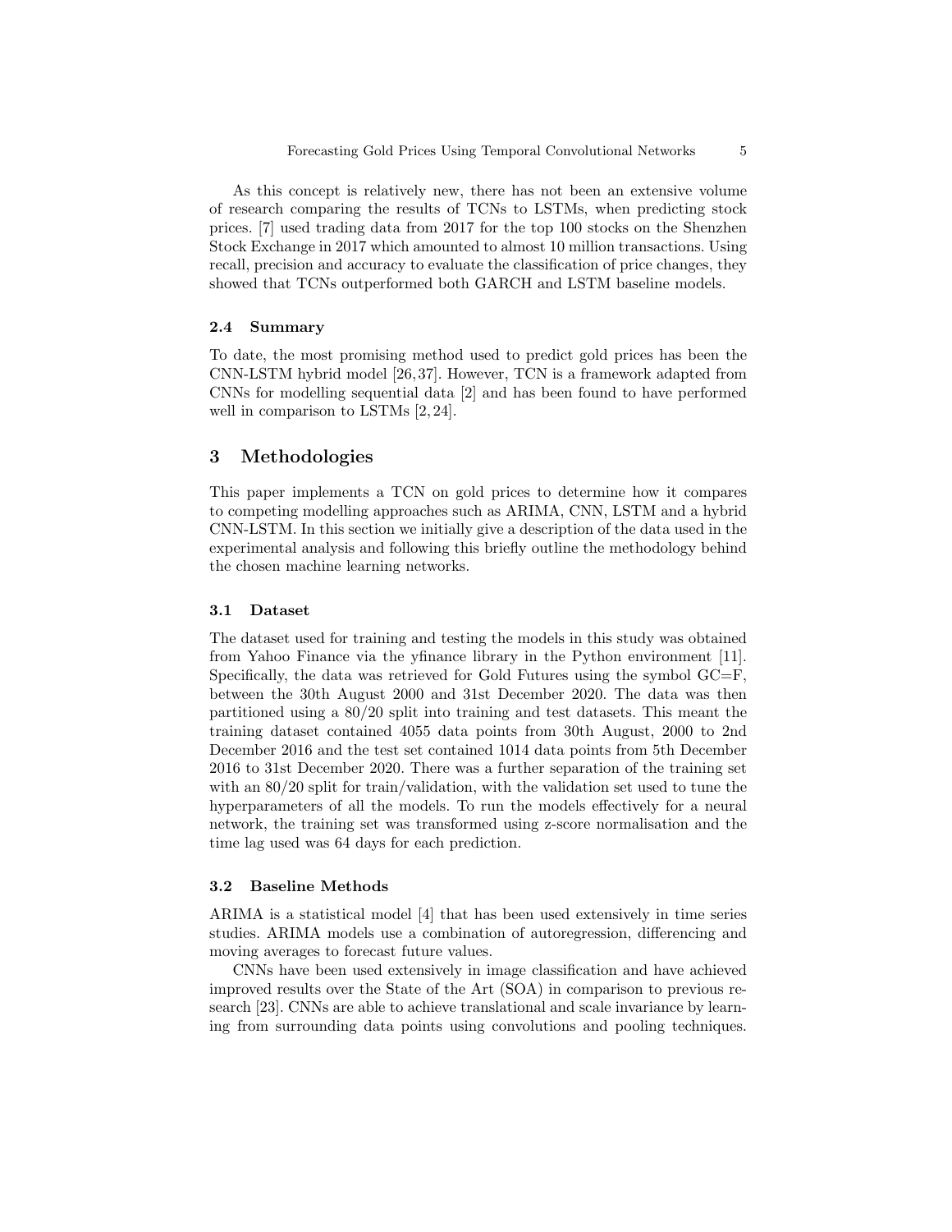As this concept is relatively new, there has not been an extensive volume of research comparing the results of TCNs to LSTMs, when predicting stock prices. [7] used trading data from 2017 for the top 100 stocks on the Shenzhen Stock Exchange in 2017 which amounted to almost 10 million transactions. Using recall, precision and accuracy to evaluate the classification of price changes, they showed that TCNs outperformed both GARCH and LSTM baseline models.

### 2.4 Summary

To date, the most promising method used to predict gold prices has been the CNN-LSTM hybrid model [26, 37]. However, TCN is a framework adapted from CNNs for modelling sequential data [2] and has been found to have performed well in comparison to LSTMs [2, 24].

## 3 Methodologies

This paper implements a TCN on gold prices to determine how it compares to competing modelling approaches such as ARIMA, CNN, LSTM and a hybrid CNN-LSTM. In this section we initially give a description of the data used in the experimental analysis and following this briefly outline the methodology behind the chosen machine learning networks.

### 3.1 Dataset

The dataset used for training and testing the models in this study was obtained from Yahoo Finance via the yfinance library in the Python environment [11]. Specifically, the data was retrieved for Gold Futures using the symbol GC=F, between the 30th August 2000 and 31st December 2020. The data was then partitioned using a 80/20 split into training and test datasets. This meant the training dataset contained 4055 data points from 30th August, 2000 to 2nd December 2016 and the test set contained 1014 data points from 5th December 2016 to 31st December 2020. There was a further separation of the training set with an 80/20 split for train/validation, with the validation set used to tune the hyperparameters of all the models. To run the models effectively for a neural network, the training set was transformed using z-score normalisation and the time lag used was 64 days for each prediction.

### 3.2 Baseline Methods

ARIMA is a statistical model [4] that has been used extensively in time series studies. ARIMA models use a combination of autoregression, differencing and moving averages to forecast future values.

CNNs have been used extensively in image classification and have achieved improved results over the State of the Art (SOA) in comparison to previous research [23]. CNNs are able to achieve translational and scale invariance by learning from surrounding data points using convolutions and pooling techniques.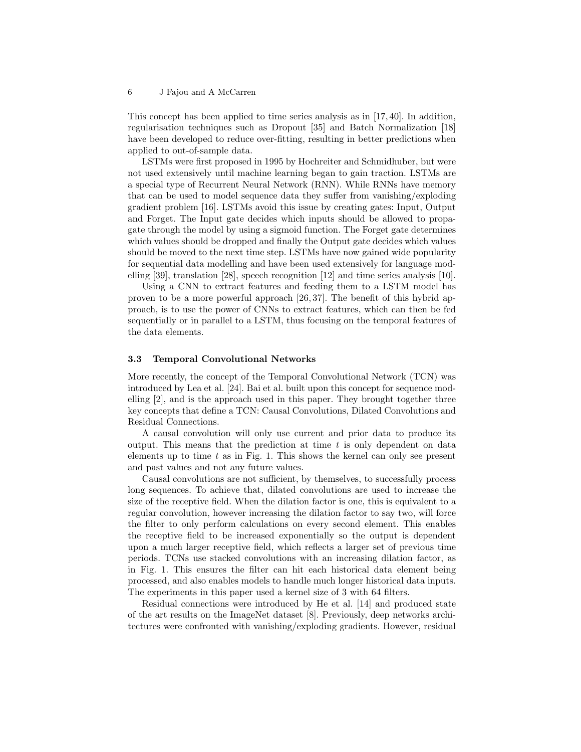This concept has been applied to time series analysis as in [17, 40]. In addition, regularisation techniques such as Dropout [35] and Batch Normalization [18] have been developed to reduce over-fitting, resulting in better predictions when applied to out-of-sample data.

LSTMs were first proposed in 1995 by Hochreiter and Schmidhuber, but were not used extensively until machine learning began to gain traction. LSTMs are a special type of Recurrent Neural Network (RNN). While RNNs have memory that can be used to model sequence data they suffer from vanishing/exploding gradient problem [16]. LSTMs avoid this issue by creating gates: Input, Output and Forget. The Input gate decides which inputs should be allowed to propagate through the model by using a sigmoid function. The Forget gate determines which values should be dropped and finally the Output gate decides which values should be moved to the next time step. LSTMs have now gained wide popularity for sequential data modelling and have been used extensively for language modelling [39], translation [28], speech recognition [12] and time series analysis [10].

Using a CNN to extract features and feeding them to a LSTM model has proven to be a more powerful approach [26, 37]. The benefit of this hybrid approach, is to use the power of CNNs to extract features, which can then be fed sequentially or in parallel to a LSTM, thus focusing on the temporal features of the data elements.

### 3.3 Temporal Convolutional Networks

More recently, the concept of the Temporal Convolutional Network (TCN) was introduced by Lea et al. [24]. Bai et al. built upon this concept for sequence modelling [2], and is the approach used in this paper. They brought together three key concepts that define a TCN: Causal Convolutions, Dilated Convolutions and Residual Connections.

A causal convolution will only use current and prior data to produce its output. This means that the prediction at time $t$ is only dependent on data elements up to time $t$ as in Fig. 1. This shows the kernel can only see present and past values and not any future values.

Causal convolutions are not sufficient, by themselves, to successfully process long sequences. To achieve that, dilated convolutions are used to increase the size of the receptive field. When the dilation factor is one, this is equivalent to a regular convolution, however increasing the dilation factor to say two, will force the filter to only perform calculations on every second element. This enables the receptive field to be increased exponentially so the output is dependent upon a much larger receptive field, which reflects a larger set of previous time periods. TCNs use stacked convolutions with an increasing dilation factor, as in Fig. 1. This ensures the filter can hit each historical data element being processed, and also enables models to handle much longer historical data inputs. The experiments in this paper used a kernel size of 3 with 64 filters.

Residual connections were introduced by He et al. [14] and produced state of the art results on the ImageNet dataset [8]. Previously, deep networks architectures were confronted with vanishing/exploding gradients. However, residual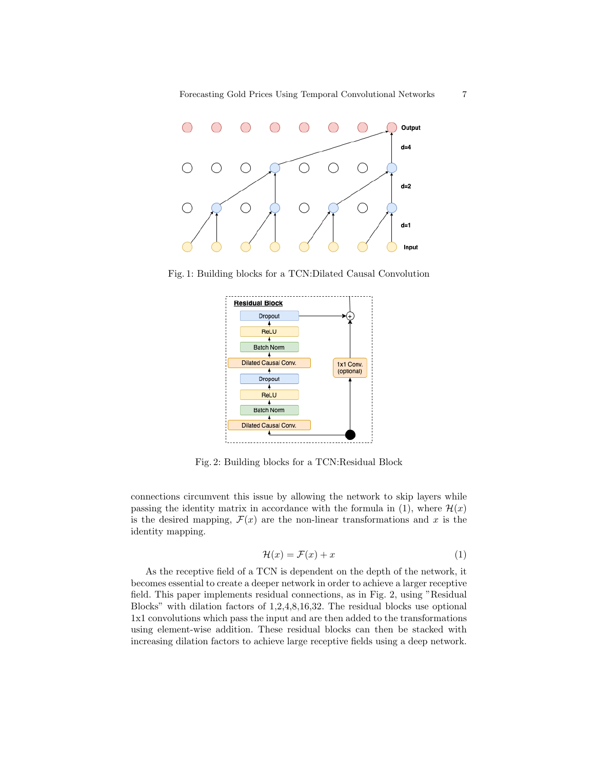Fig. 1: Building blocks for a TCN:Dilated Causal Convolution

Fig. 2: Building blocks for a TCN:Residual Block

connections circumvent this issue by allowing the network to skip layers while passing the identity matrix in accordance with the formula in (1), where $\mathcal{H}(x)$ is the desired mapping, $\mathcal{F}(x)$ are the non-linear transformations and $x$ is the identity mapping.

$$\mathcal{H}(x) = \mathcal{F}(x) + x \tag{1}$$

As the receptive field of a TCN is dependent on the depth of the network, it becomes essential to create a deeper network in order to achieve a larger receptive field. This paper implements residual connections, as in Fig. 2, using "Residual Blocks" with dilation factors of 1,2,4,8,16,32. The residual blocks use optional 1x1 convolutions which pass the input and are then added to the transformations using element-wise addition. These residual blocks can then be stacked with increasing dilation factors to achieve large receptive fields using a deep network.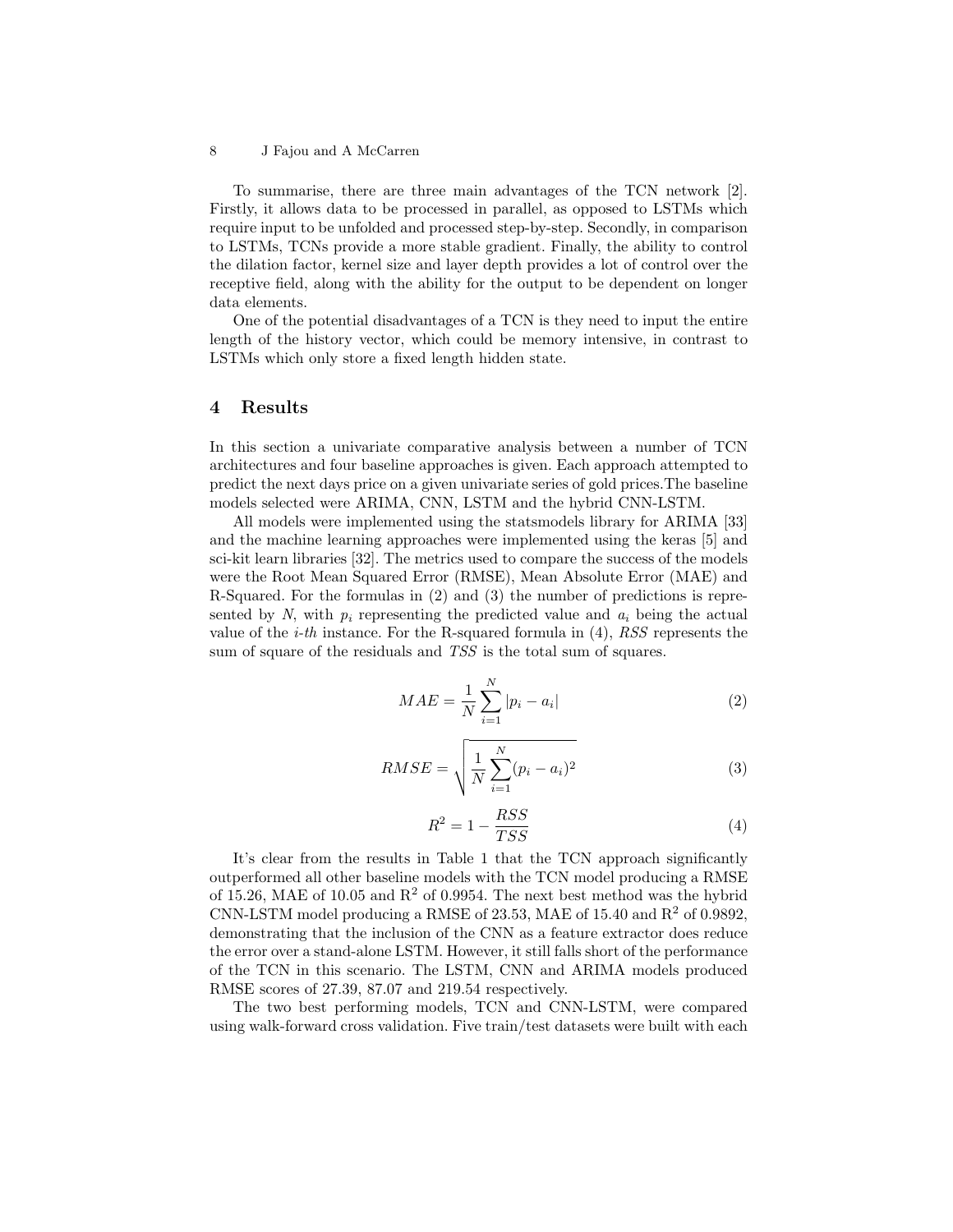To summarise, there are three main advantages of the TCN network [2]. Firstly, it allows data to be processed in parallel, as opposed to LSTMs which require input to be unfolded and processed step-by-step. Secondly, in comparison to LSTMs, TCNs provide a more stable gradient. Finally, the ability to control the dilation factor, kernel size and layer depth provides a lot of control over the receptive field, along with the ability for the output to be dependent on longer data elements.

One of the potential disadvantages of a TCN is they need to input the entire length of the history vector, which could be memory intensive, in contrast to LSTMs which only store a fixed length hidden state.

## 4 Results

In this section a univariate comparative analysis between a number of TCN architectures and four baseline approaches is given. Each approach attempted to predict the next days price on a given univariate series of gold prices.The baseline models selected were ARIMA, CNN, LSTM and the hybrid CNN-LSTM.

All models were implemented using the statsmodels library for ARIMA [33] and the machine learning approaches were implemented using the keras [5] and sci-kit learn libraries [32]. The metrics used to compare the success of the models were the Root Mean Squared Error (RMSE), Mean Absolute Error (MAE) and R-Squared. For the formulas in (2) and (3) the number of predictions is represented by $N$, with $p_i$ representing the predicted value and $a_i$ being the actual value of the *i-th* instance. For the R-squared formula in (4), *RSS* represents the sum of square of the residuals and *TSS* is the total sum of squares.

$$MAE = \frac{1}{N}\sum_{i=1}^{N}|p_i - a_i| \tag{2}$$

$$RMSE = \sqrt{\frac{1}{N}\sum_{i=1}^{N}(p_i - a_i)^2} \tag{3}$$

$$R^2 = 1 - \frac{RSS}{TSS} \tag{4}$$

It's clear from the results in Table 1 that the TCN approach significantly outperformed all other baseline models with the TCN model producing a RMSE of 15.26, MAE of 10.05 and $R^2$ of 0.9954. The next best method was the hybrid CNN-LSTM model producing a RMSE of 23.53, MAE of 15.40 and $R^2$ of 0.9892, demonstrating that the inclusion of the CNN as a feature extractor does reduce the error over a stand-alone LSTM. However, it still falls short of the performance of the TCN in this scenario. The LSTM, CNN and ARIMA models produced RMSE scores of 27.39, 87.07 and 219.54 respectively.

The two best performing models, TCN and CNN-LSTM, were compared using walk-forward cross validation. Five train/test datasets were built with each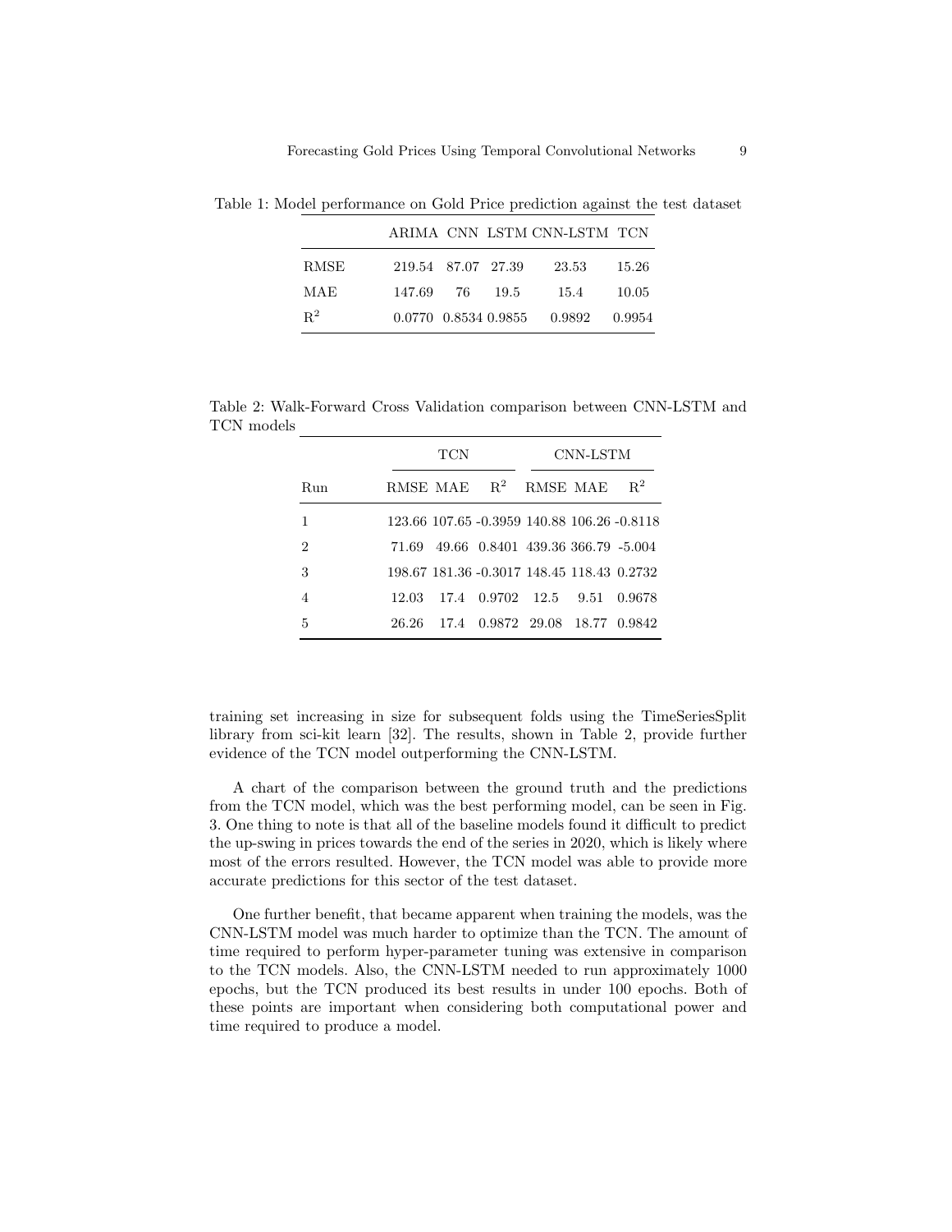Table 1: Model performance on Gold Price prediction against the test dataset

| | ARIMA | CNN | LSTM | CNN-LSTM | TCN |
|---|---|---|---|---|---|
| RMSE | 219.54 | 87.07 | 27.39 | 23.53 | 15.26 |
| MAE | 147.69 | 76 | 19.5 | 15.4 | 10.05 |
| $R^2$ | 0.0770 | 0.8534 | 0.9855 | 0.9892 | 0.9954 |

Table 2: Walk-Forward Cross Validation comparison between CNN-LSTM and TCN models

| | TCN | | | CNN-LSTM | | |
|---|---|---|---|---|---|---|
| Run | RMSE | MAE | $R^2$ | RMSE | MAE | $R^2$ |
| 1 | 123.66 | 107.65 | -0.3959 | 140.88 | 106.26 | -0.8118 |
| 2 | 71.69 | 49.66 | 0.8401 | 439.36 | 366.79 | -5.004 |
| 3 | 198.67 | 181.36 | -0.3017 | 148.45 | 118.43 | 0.2732 |
| 4 | 12.03 | 17.4 | 0.9702 | 12.5 | 9.51 | 0.9678 |
| 5 | 26.26 | 17.4 | 0.9872 | 29.08 | 18.77 | 0.9842 |

training set increasing in size for subsequent folds using the TimeSeriesSplit library from sci-kit learn [32]. The results, shown in Table 2, provide further evidence of the TCN model outperforming the CNN-LSTM.

A chart of the comparison between the ground truth and the predictions from the TCN model, which was the best performing model, can be seen in Fig. 3. One thing to note is that all of the baseline models found it difficult to predict the up-swing in prices towards the end of the series in 2020, which is likely where most of the errors resulted. However, the TCN model was able to provide more accurate predictions for this sector of the test dataset.

One further benefit, that became apparent when training the models, was the CNN-LSTM model was much harder to optimize than the TCN. The amount of time required to perform hyper-parameter tuning was extensive in comparison to the TCN models. Also, the CNN-LSTM needed to run approximately 1000 epochs, but the TCN produced its best results in under 100 epochs. Both of these points are important when considering both computational power and time required to produce a model.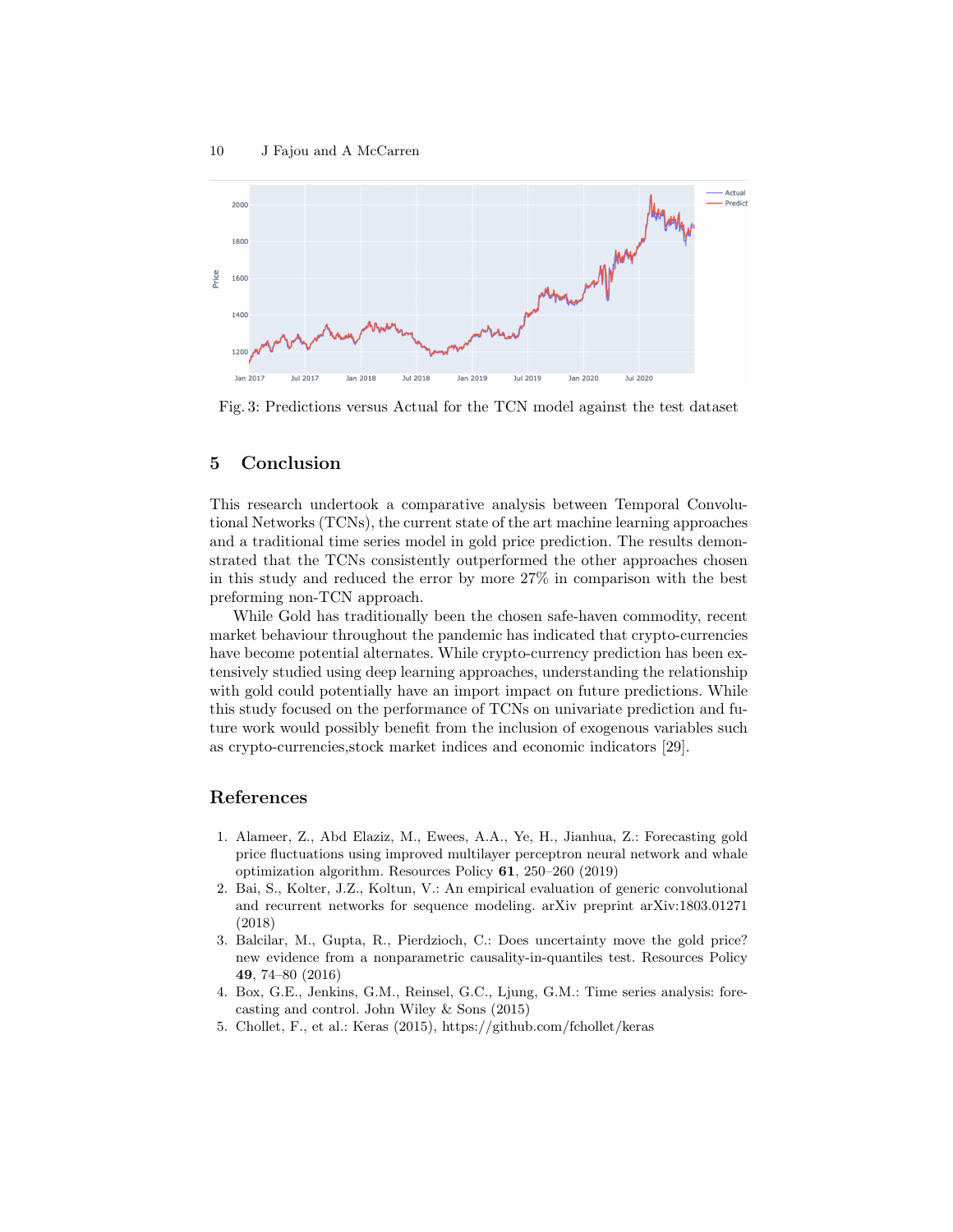Fig. 3: Predictions versus Actual for the TCN model against the test dataset

## 5 Conclusion

This research undertook a comparative analysis between Temporal Convolutional Networks (TCNs), the current state of the art machine learning approaches and a traditional time series model in gold price prediction. The results demonstrated that the TCNs consistently outperformed the other approaches chosen in this study and reduced the error by more 27% in comparison with the best preforming non-TCN approach.

While Gold has traditionally been the chosen safe-haven commodity, recent market behaviour throughout the pandemic has indicated that crypto-currencies have become potential alternates. While crypto-currency prediction has been extensively studied using deep learning approaches, understanding the relationship with gold could potentially have an import impact on future predictions. While this study focused on the performance of TCNs on univariate prediction and future work would possibly benefit from the inclusion of exogenous variables such as crypto-currencies,stock market indices and economic indicators [29].

## References

1. Alameer, Z., Abd Elaziz, M., Ewees, A.A., Ye, H., Jianhua, Z.: Forecasting gold price fluctuations using improved multilayer perceptron neural network and whale optimization algorithm. Resources Policy **61**, 250–260 (2019)
2. Bai, S., Kolter, J.Z., Koltun, V.: An empirical evaluation of generic convolutional and recurrent networks for sequence modeling. arXiv preprint arXiv:1803.01271 (2018)
3. Balcilar, M., Gupta, R., Pierdzioch, C.: Does uncertainty move the gold price? new evidence from a nonparametric causality-in-quantiles test. Resources Policy **49**, 74–80 (2016)
4. Box, G.E., Jenkins, G.M., Reinsel, G.C., Ljung, G.M.: Time series analysis: forecasting and control. John Wiley & Sons (2015)
5. Chollet, F., et al.: Keras (2015), https://github.com/fchollet/keras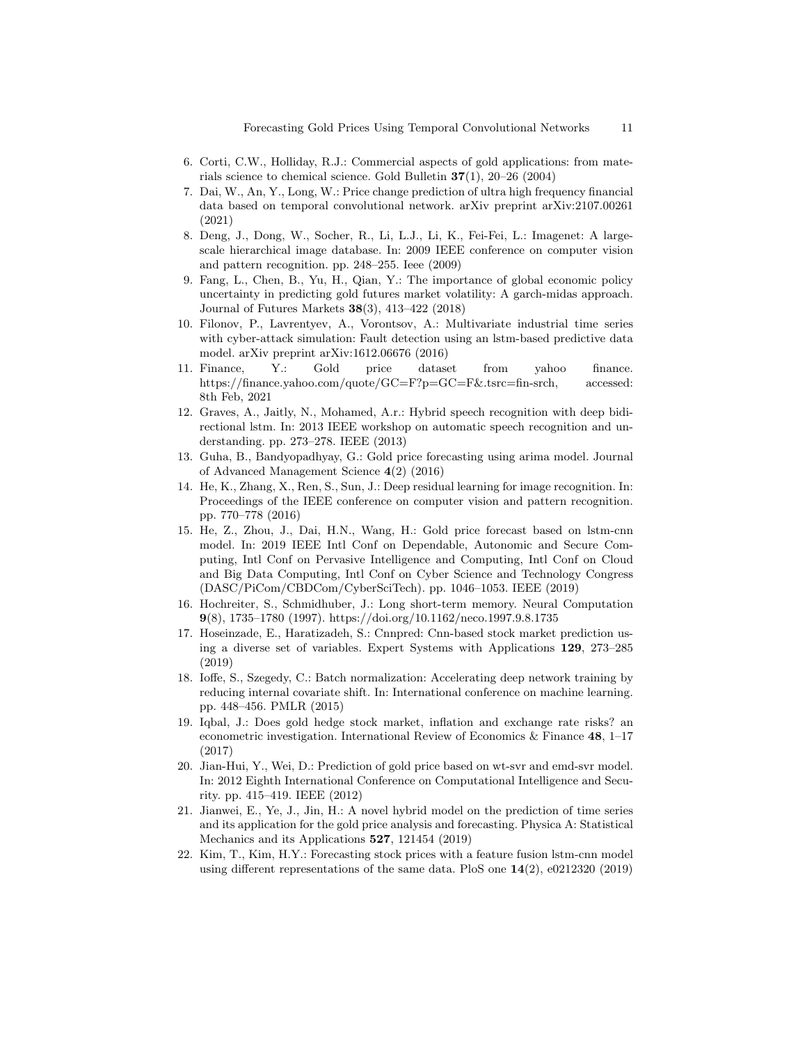6. Corti, C.W., Holliday, R.J.: Commercial aspects of gold applications: from materials science to chemical science. Gold Bulletin **37**(1), 20–26 (2004)
7. Dai, W., An, Y., Long, W.: Price change prediction of ultra high frequency financial data based on temporal convolutional network. arXiv preprint arXiv:2107.00261 (2021)
8. Deng, J., Dong, W., Socher, R., Li, L.J., Li, K., Fei-Fei, L.: Imagenet: A large-scale hierarchical image database. In: 2009 IEEE conference on computer vision and pattern recognition. pp. 248–255. Ieee (2009)
9. Fang, L., Chen, B., Yu, H., Qian, Y.: The importance of global economic policy uncertainty in predicting gold futures market volatility: A garch-midas approach. Journal of Futures Markets **38**(3), 413–422 (2018)
10. Filonov, P., Lavrentyev, A., Vorontsov, A.: Multivariate industrial time series with cyber-attack simulation: Fault detection using an lstm-based predictive data model. arXiv preprint arXiv:1612.06676 (2016)
11. Finance, Y.: Gold price dataset from yahoo finance. https://finance.yahoo.com/quote/GC=F?p=GC=F&.tsrc=fin-srch, accessed: 8th Feb, 2021
12. Graves, A., Jaitly, N., Mohamed, A.r.: Hybrid speech recognition with deep bidirectional lstm. In: 2013 IEEE workshop on automatic speech recognition and understanding. pp. 273–278. IEEE (2013)
13. Guha, B., Bandyopadhyay, G.: Gold price forecasting using arima model. Journal of Advanced Management Science **4**(2) (2016)
14. He, K., Zhang, X., Ren, S., Sun, J.: Deep residual learning for image recognition. In: Proceedings of the IEEE conference on computer vision and pattern recognition. pp. 770–778 (2016)
15. He, Z., Zhou, J., Dai, H.N., Wang, H.: Gold price forecast based on lstm-cnn model. In: 2019 IEEE Intl Conf on Dependable, Autonomic and Secure Computing, Intl Conf on Pervasive Intelligence and Computing, Intl Conf on Cloud and Big Data Computing, Intl Conf on Cyber Science and Technology Congress (DASC/PiCom/CBDCom/CyberSciTech). pp. 1046–1053. IEEE (2019)
16. Hochreiter, S., Schmidhuber, J.: Long short-term memory. Neural Computation **9**(8), 1735–1780 (1997). https://doi.org/10.1162/neco.1997.9.8.1735
17. Hoseinzade, E., Haratizadeh, S.: Cnnpred: Cnn-based stock market prediction using a diverse set of variables. Expert Systems with Applications **129**, 273–285 (2019)
18. Ioffe, S., Szegedy, C.: Batch normalization: Accelerating deep network training by reducing internal covariate shift. In: International conference on machine learning. pp. 448–456. PMLR (2015)
19. Iqbal, J.: Does gold hedge stock market, inflation and exchange rate risks? an econometric investigation. International Review of Economics & Finance **48**, 1–17 (2017)
20. Jian-Hui, Y., Wei, D.: Prediction of gold price based on wt-svr and emd-svr model. In: 2012 Eighth International Conference on Computational Intelligence and Security. pp. 415–419. IEEE (2012)
21. Jianwei, E., Ye, J., Jin, H.: A novel hybrid model on the prediction of time series and its application for the gold price analysis and forecasting. Physica A: Statistical Mechanics and its Applications **527**, 121454 (2019)
22. Kim, T., Kim, H.Y.: Forecasting stock prices with a feature fusion lstm-cnn model using different representations of the same data. PloS one **14**(2), e0212320 (2019)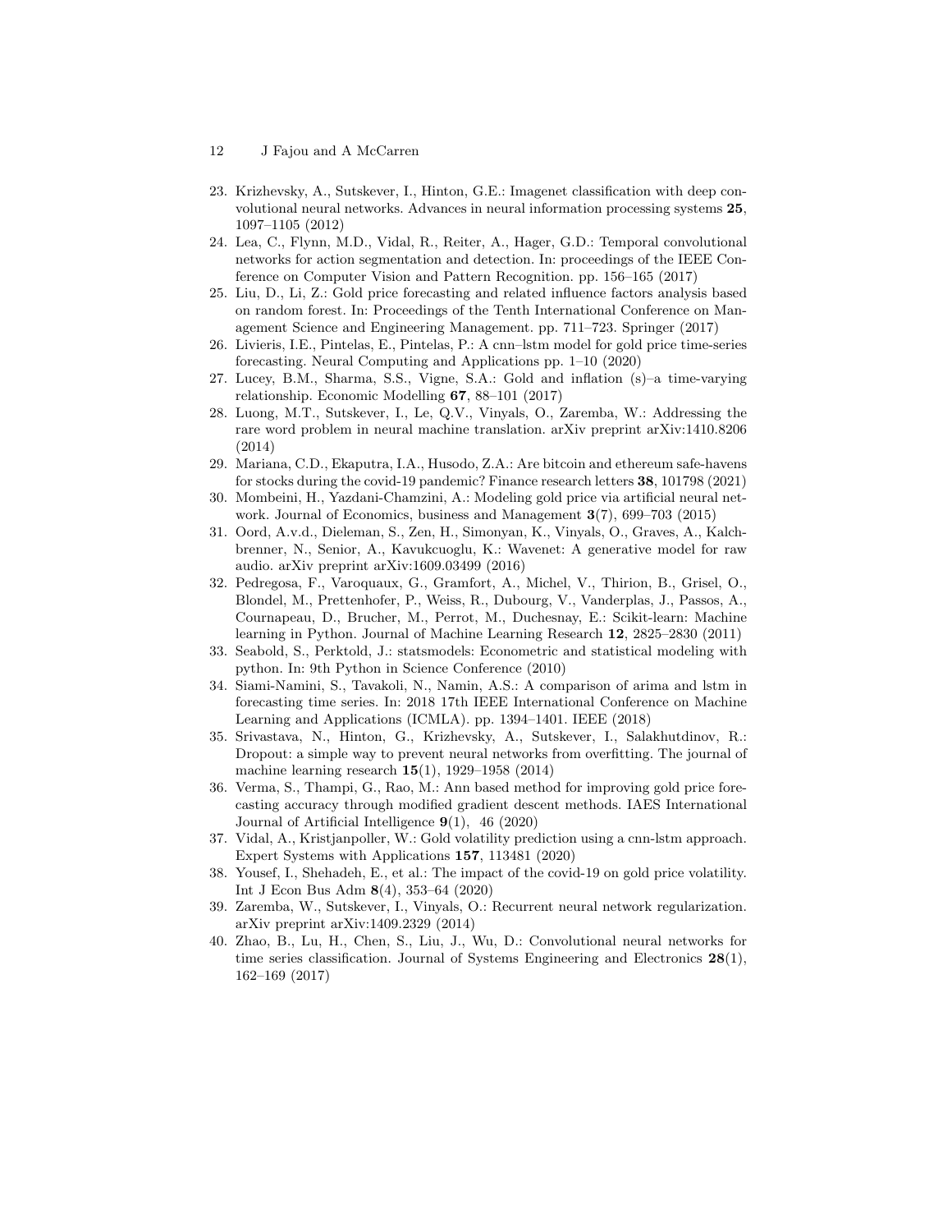23. Krizhevsky, A., Sutskever, I., Hinton, G.E.: Imagenet classification with deep convolutional neural networks. Advances in neural information processing systems **25**, 1097–1105 (2012)
24. Lea, C., Flynn, M.D., Vidal, R., Reiter, A., Hager, G.D.: Temporal convolutional networks for action segmentation and detection. In: proceedings of the IEEE Conference on Computer Vision and Pattern Recognition. pp. 156–165 (2017)
25. Liu, D., Li, Z.: Gold price forecasting and related influence factors analysis based on random forest. In: Proceedings of the Tenth International Conference on Management Science and Engineering Management. pp. 711–723. Springer (2017)
26. Livieris, I.E., Pintelas, E., Pintelas, P.: A cnn–lstm model for gold price time-series forecasting. Neural Computing and Applications pp. 1–10 (2020)
27. Lucey, B.M., Sharma, S.S., Vigne, S.A.: Gold and inflation (s)–a time-varying relationship. Economic Modelling **67**, 88–101 (2017)
28. Luong, M.T., Sutskever, I., Le, Q.V., Vinyals, O., Zaremba, W.: Addressing the rare word problem in neural machine translation. arXiv preprint arXiv:1410.8206 (2014)
29. Mariana, C.D., Ekaputra, I.A., Husodo, Z.A.: Are bitcoin and ethereum safe-havens for stocks during the covid-19 pandemic? Finance research letters **38**, 101798 (2021)
30. Mombeini, H., Yazdani-Chamzini, A.: Modeling gold price via artificial neural network. Journal of Economics, business and Management **3**(7), 699–703 (2015)
31. Oord, A.v.d., Dieleman, S., Zen, H., Simonyan, K., Vinyals, O., Graves, A., Kalchbrenner, N., Senior, A., Kavukcuoglu, K.: Wavenet: A generative model for raw audio. arXiv preprint arXiv:1609.03499 (2016)
32. Pedregosa, F., Varoquaux, G., Gramfort, A., Michel, V., Thirion, B., Grisel, O., Blondel, M., Prettenhofer, P., Weiss, R., Dubourg, V., Vanderplas, J., Passos, A., Cournapeau, D., Brucher, M., Perrot, M., Duchesnay, E.: Scikit-learn: Machine learning in Python. Journal of Machine Learning Research **12**, 2825–2830 (2011)
33. Seabold, S., Perktold, J.: statsmodels: Econometric and statistical modeling with python. In: 9th Python in Science Conference (2010)
34. Siami-Namini, S., Tavakoli, N., Namin, A.S.: A comparison of arima and lstm in forecasting time series. In: 2018 17th IEEE International Conference on Machine Learning and Applications (ICMLA). pp. 1394–1401. IEEE (2018)
35. Srivastava, N., Hinton, G., Krizhevsky, A., Sutskever, I., Salakhutdinov, R.: Dropout: a simple way to prevent neural networks from overfitting. The journal of machine learning research **15**(1), 1929–1958 (2014)
36. Verma, S., Thampi, G., Rao, M.: Ann based method for improving gold price forecasting accuracy through modified gradient descent methods. IAES International Journal of Artificial Intelligence **9**(1), 46 (2020)
37. Vidal, A., Kristjanpoller, W.: Gold volatility prediction using a cnn-lstm approach. Expert Systems with Applications **157**, 113481 (2020)
38. Yousef, I., Shehadeh, E., et al.: The impact of the covid-19 on gold price volatility. Int J Econ Bus Adm **8**(4), 353–64 (2020)
39. Zaremba, W., Sutskever, I., Vinyals, O.: Recurrent neural network regularization. arXiv preprint arXiv:1409.2329 (2014)
40. Zhao, B., Lu, H., Chen, S., Liu, J., Wu, D.: Convolutional neural networks for time series classification. Journal of Systems Engineering and Electronics **28**(1), 162–169 (2017)